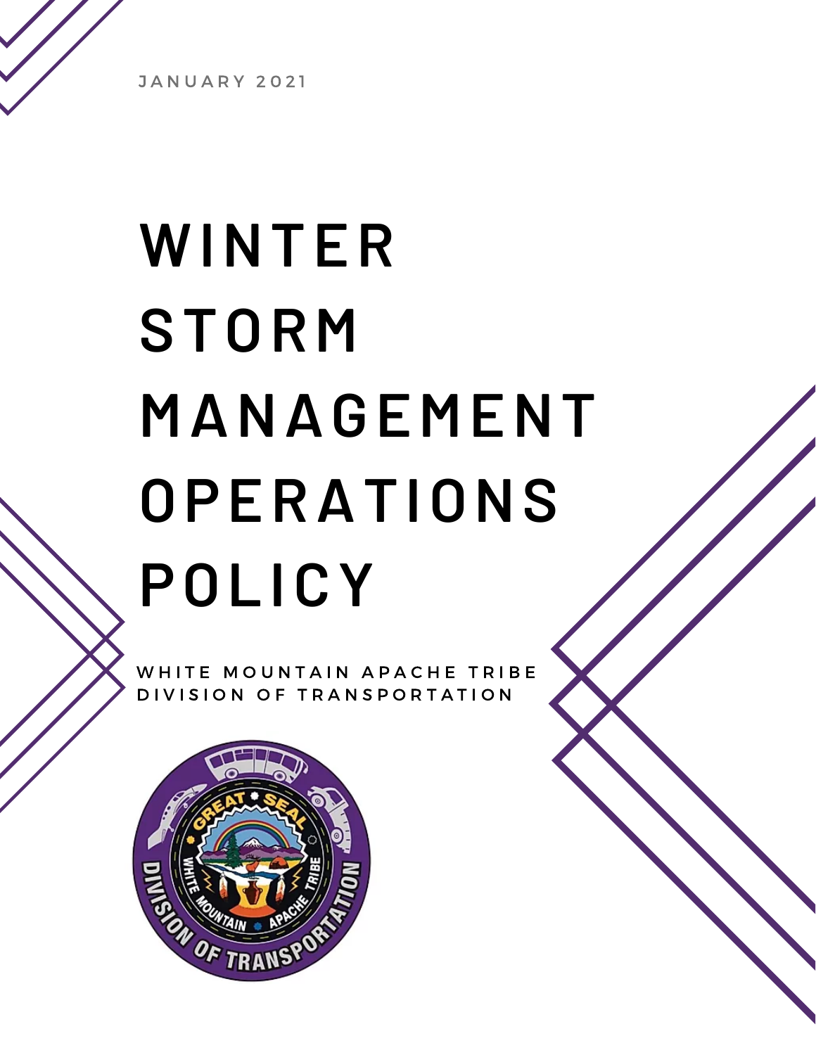JANUARY 2021

# WINTER STORM MANAGEMENT OPERATIONS POLICY

WHITE MOUNTAIN APACHE TRIBE
DIVISION OF TRANSPORTATION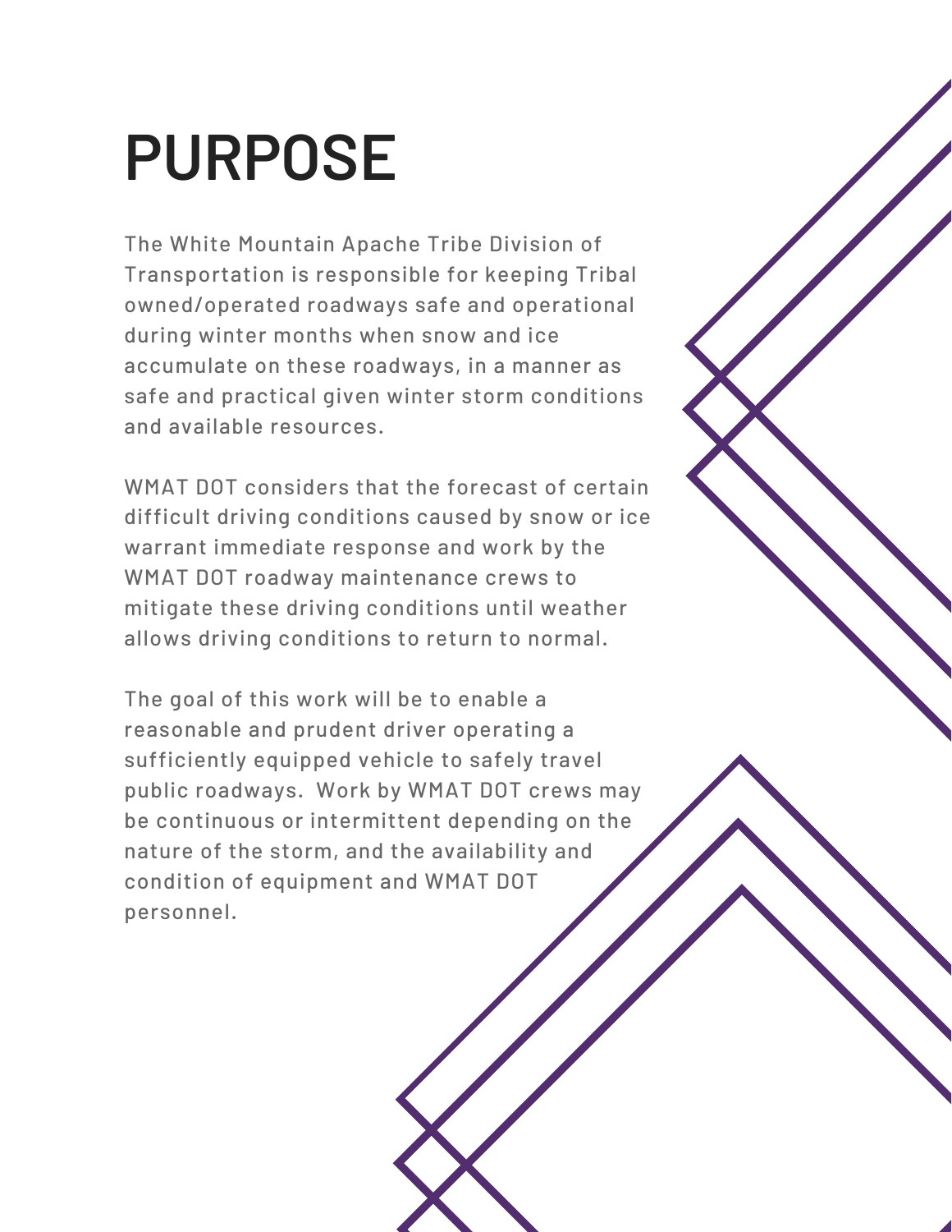# PURPOSE

The White Mountain Apache Tribe Division of Transportation is responsible for keeping Tribal owned/operated roadways safe and operational during winter months when snow and ice accumulate on these roadways, in a manner as safe and practical given winter storm conditions and available resources.

WMAT DOT considers that the forecast of certain difficult driving conditions caused by snow or ice warrant immediate response and work by the WMAT DOT roadway maintenance crews to mitigate these driving conditions until weather allows driving conditions to return to normal.

The goal of this work will be to enable a reasonable and prudent driver operating a sufficiently equipped vehicle to safely travel public roadways. Work by WMAT DOT crews may be continuous or intermittent depending on the nature of the storm, and the availability and condition of equipment and WMAT DOT personnel.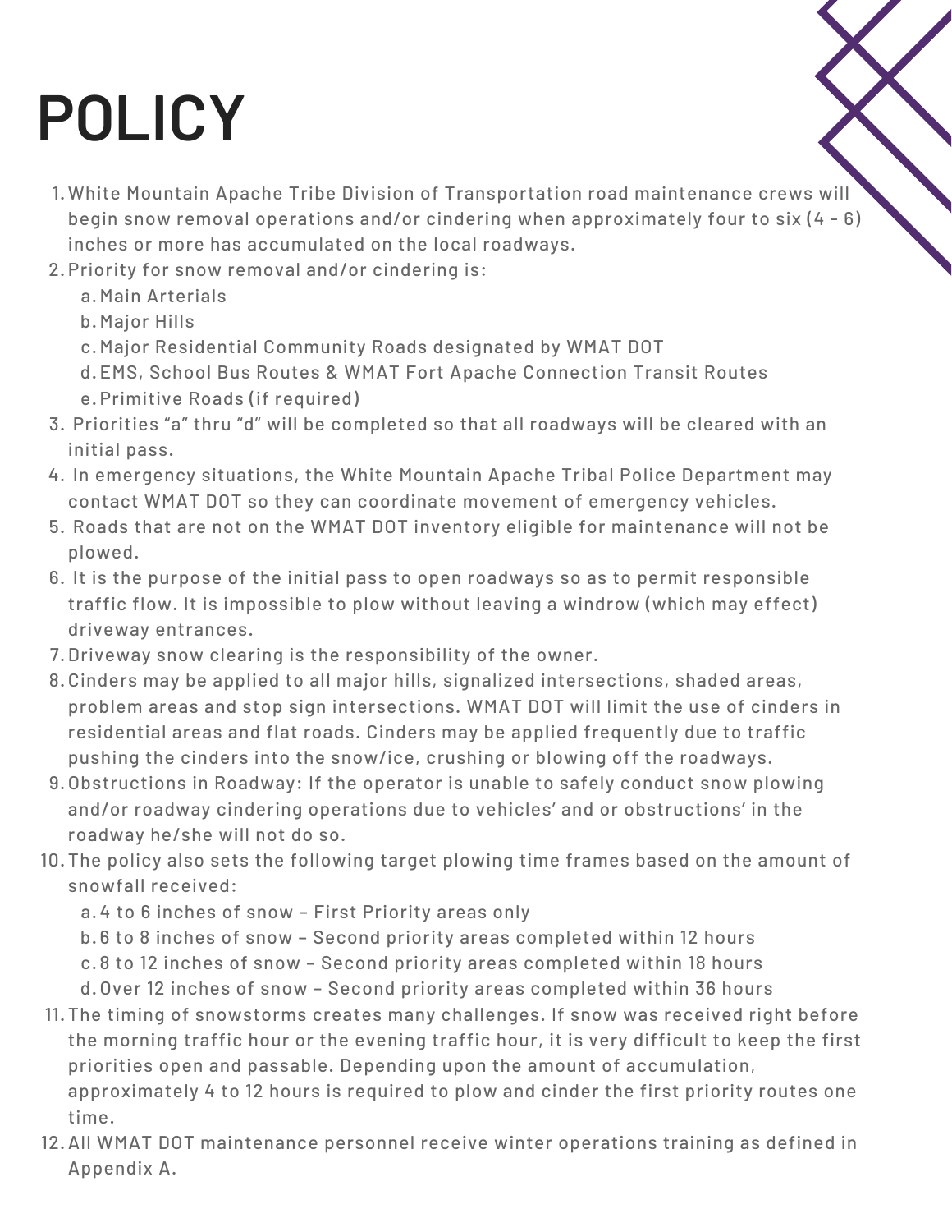# POLICY

1. White Mountain Apache Tribe Division of Transportation road maintenance crews will begin snow removal operations and/or cindering when approximately four to six (4 - 6) inches or more has accumulated on the local roadways.
2. Priority for snow removal and/or cindering is:
   a. Main Arterials
   b. Major Hills
   c. Major Residential Community Roads designated by WMAT DOT
   d. EMS, School Bus Routes & WMAT Fort Apache Connection Transit Routes
   e. Primitive Roads (if required)
3. Priorities "a" thru "d" will be completed so that all roadways will be cleared with an initial pass.
4. In emergency situations, the White Mountain Apache Tribal Police Department may contact WMAT DOT so they can coordinate movement of emergency vehicles.
5. Roads that are not on the WMAT DOT inventory eligible for maintenance will not be plowed.
6. It is the purpose of the initial pass to open roadways so as to permit responsible traffic flow. It is impossible to plow without leaving a windrow (which may effect) driveway entrances.
7. Driveway snow clearing is the responsibility of the owner.
8. Cinders may be applied to all major hills, signalized intersections, shaded areas, problem areas and stop sign intersections. WMAT DOT will limit the use of cinders in residential areas and flat roads. Cinders may be applied frequently due to traffic pushing the cinders into the snow/ice, crushing or blowing off the roadways.
9. Obstructions in Roadway: If the operator is unable to safely conduct snow plowing and/or roadway cindering operations due to vehicles' and or obstructions' in the roadway he/she will not do so.
10. The policy also sets the following target plowing time frames based on the amount of snowfall received:
    a. 4 to 6 inches of snow – First Priority areas only
    b. 6 to 8 inches of snow – Second priority areas completed within 12 hours
    c. 8 to 12 inches of snow – Second priority areas completed within 18 hours
    d. Over 12 inches of snow – Second priority areas completed within 36 hours
11. The timing of snowstorms creates many challenges. If snow was received right before the morning traffic hour or the evening traffic hour, it is very difficult to keep the first priorities open and passable. Depending upon the amount of accumulation, approximately 4 to 12 hours is required to plow and cinder the first priority routes one time.
12. All WMAT DOT maintenance personnel receive winter operations training as defined in Appendix A.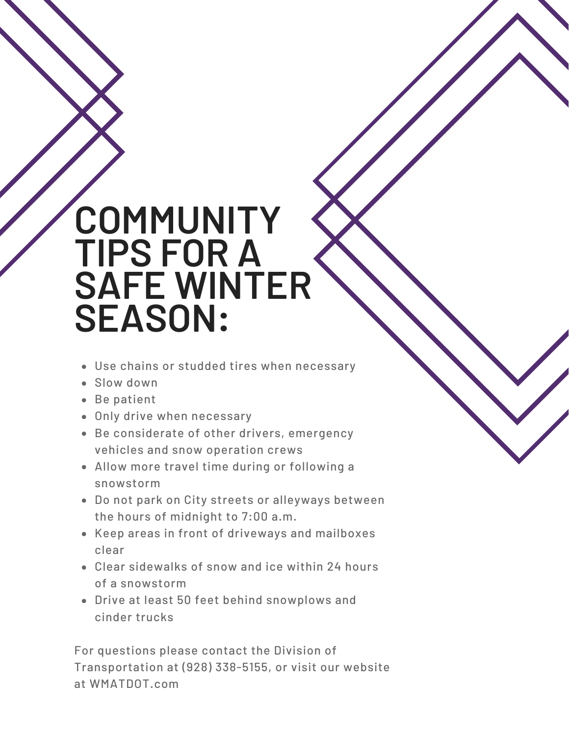# COMMUNITY TIPS FOR A SAFE WINTER SEASON:

- Use chains or studded tires when necessary
- Slow down
- Be patient
- Only drive when necessary
- Be considerate of other drivers, emergency vehicles and snow operation crews
- Allow more travel time during or following a snowstorm
- Do not park on City streets or alleyways between the hours of midnight to 7:00 a.m.
- Keep areas in front of driveways and mailboxes clear
- Clear sidewalks of snow and ice within 24 hours of a snowstorm
- Drive at least 50 feet behind snowplows and cinder trucks

For questions please contact the Division of Transportation at (928) 338-5155, or visit our website at WMATDOT.com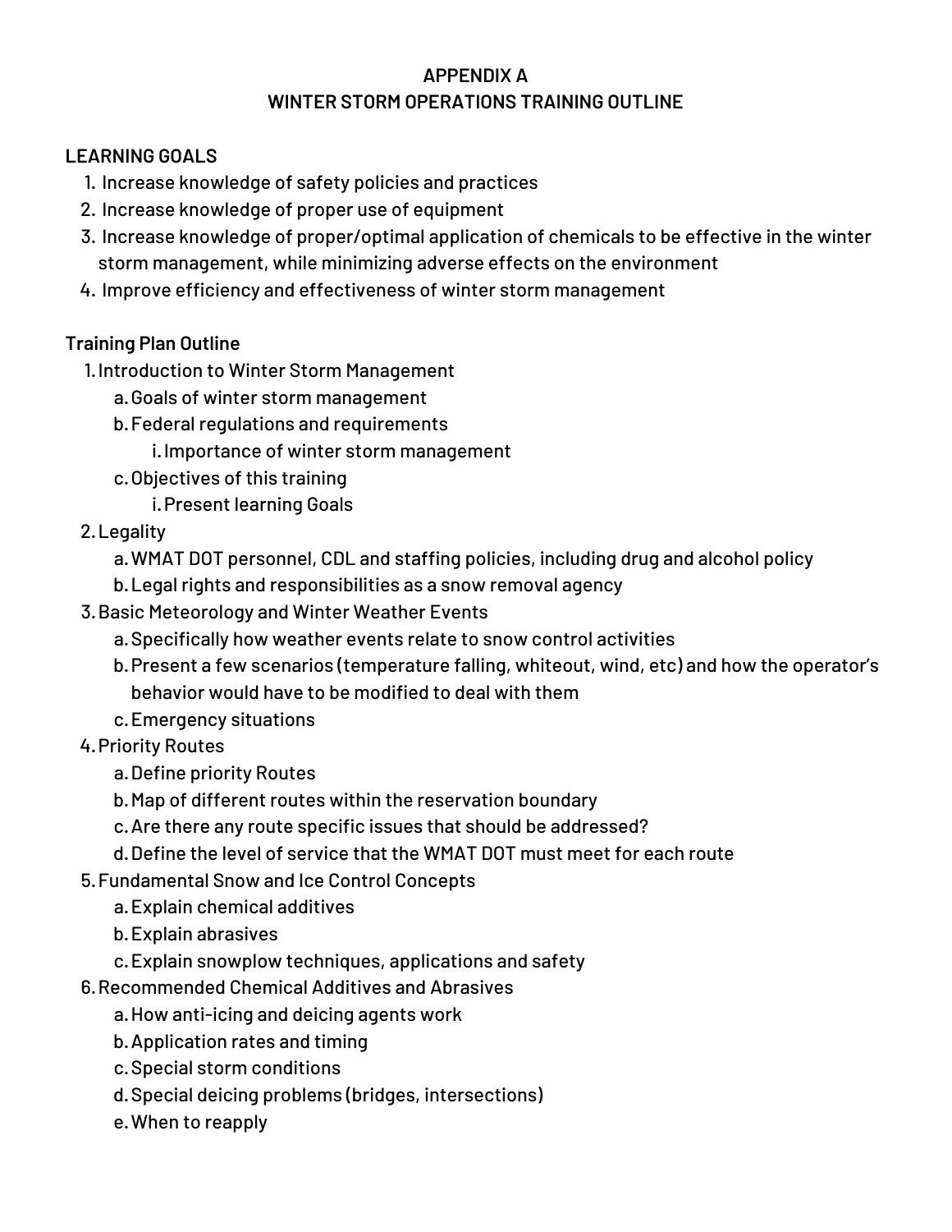**APPENDIX A**
**WINTER STORM OPERATIONS TRAINING OUTLINE**

**LEARNING GOALS**

1. Increase knowledge of safety policies and practices
2. Increase knowledge of proper use of equipment
3. Increase knowledge of proper/optimal application of chemicals to be effective in the winter storm management, while minimizing adverse effects on the environment
4. Improve efficiency and effectiveness of winter storm management

**Training Plan Outline**

1. Introduction to Winter Storm Management
    a. Goals of winter storm management
    b. Federal regulations and requirements
        i. Importance of winter storm management
    c. Objectives of this training
        i. Present learning Goals
2. Legality
    a. WMAT DOT personnel, CDL and staffing policies, including drug and alcohol policy
    b. Legal rights and responsibilities as a snow removal agency
3. Basic Meteorology and Winter Weather Events
    a. Specifically how weather events relate to snow control activities
    b. Present a few scenarios (temperature falling, whiteout, wind, etc) and how the operator's behavior would have to be modified to deal with them
    c. Emergency situations
4. Priority Routes
    a. Define priority Routes
    b. Map of different routes within the reservation boundary
    c. Are there any route specific issues that should be addressed?
    d. Define the level of service that the WMAT DOT must meet for each route
5. Fundamental Snow and Ice Control Concepts
    a. Explain chemical additives
    b. Explain abrasives
    c. Explain snowplow techniques, applications and safety
6. Recommended Chemical Additives and Abrasives
    a. How anti-icing and deicing agents work
    b. Application rates and timing
    c. Special storm conditions
    d. Special deicing problems (bridges, intersections)
    e. When to reapply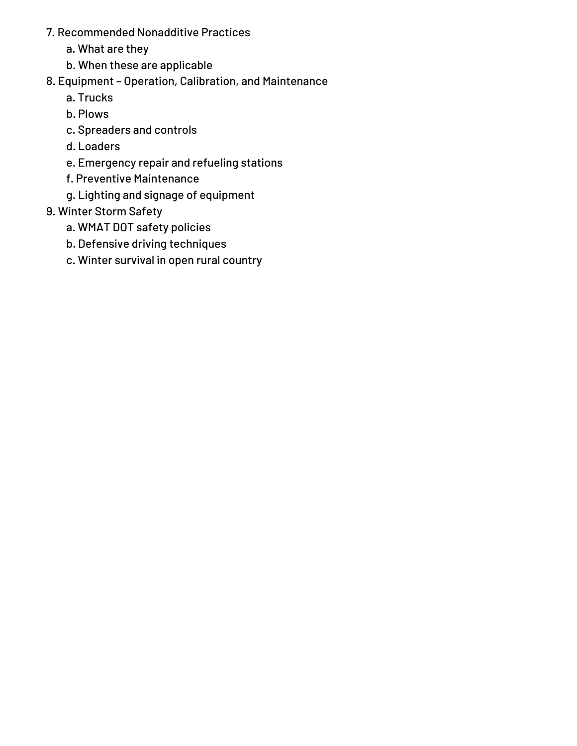7. Recommended Nonadditive Practices
    a. What are they
    b. When these are applicable
8. Equipment – Operation, Calibration, and Maintenance
    a. Trucks
    b. Plows
    c. Spreaders and controls
    d. Loaders
    e. Emergency repair and refueling stations
    f. Preventive Maintenance
    g. Lighting and signage of equipment
9. Winter Storm Safety
    a. WMAT DOT safety policies
    b. Defensive driving techniques
    c. Winter survival in open rural country